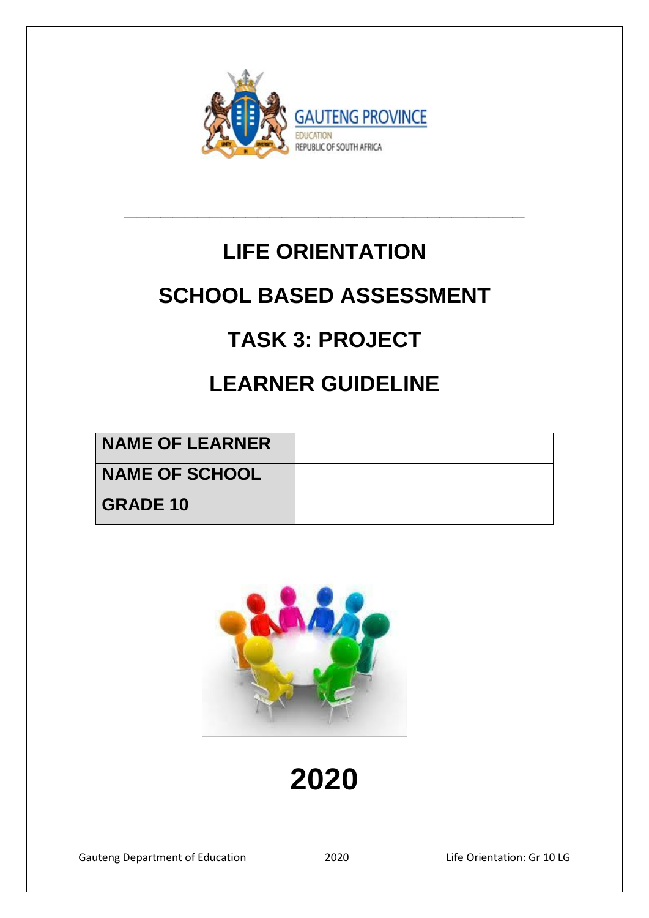GAUTENG PROVINCE

EDUCATION

REPUBLIC OF SOUTH AFRICA

# LIFE ORIENTATION

# SCHOOL BASED ASSESSMENT

# TASK 3: PROJECT

# LEARNER GUIDELINE

| NAME OF LEARNER | |
|---|---|
| NAME OF SCHOOL | |
| GRADE 10 | |

# 2020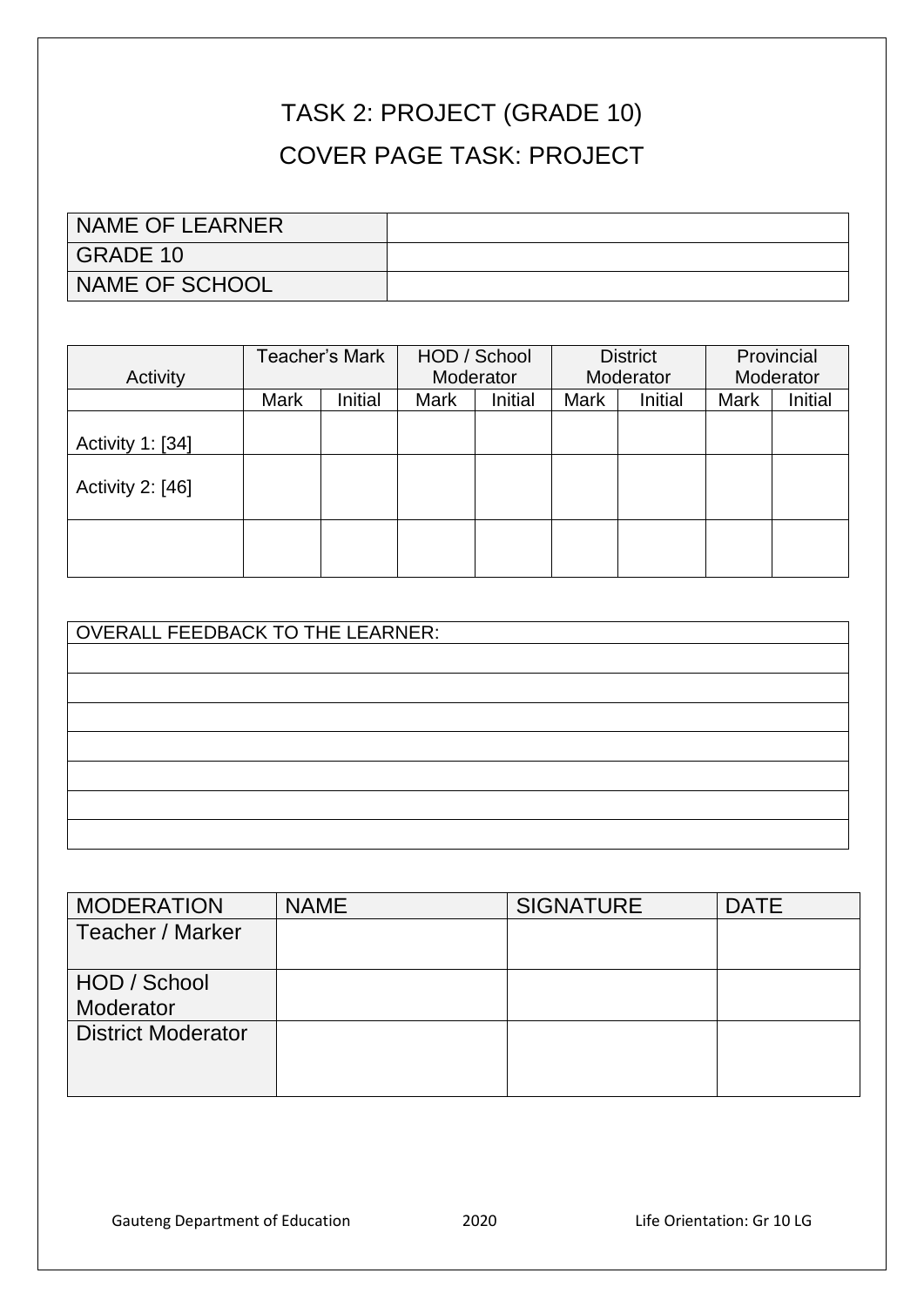# TASK 2: PROJECT (GRADE 10)

## COVER PAGE TASK: PROJECT

| NAME OF LEARNER | |
|---|---|
| GRADE 10 | |
| NAME OF SCHOOL | |

| Activity | Teacher's Mark | | HOD / School Moderator | | District Moderator | | Provincial Moderator | |
|---|---|---|---|---|---|---|---|---|
| | Mark | Initial | Mark | Initial | Mark | Initial | Mark | Initial |
| Activity 1: [34] | | | | | | | | |
| Activity 2: [46] | | | | | | | | |
| | | | | | | | | |

| OVERALL FEEDBACK TO THE LEARNER: |
|---|
| |
| |
| |
| |
| |
| |
| |

| MODERATION | NAME | SIGNATURE | DATE |
|---|---|---|---|
| Teacher / Marker | | | |
| HOD / School Moderator | | | |
| District Moderator | | | |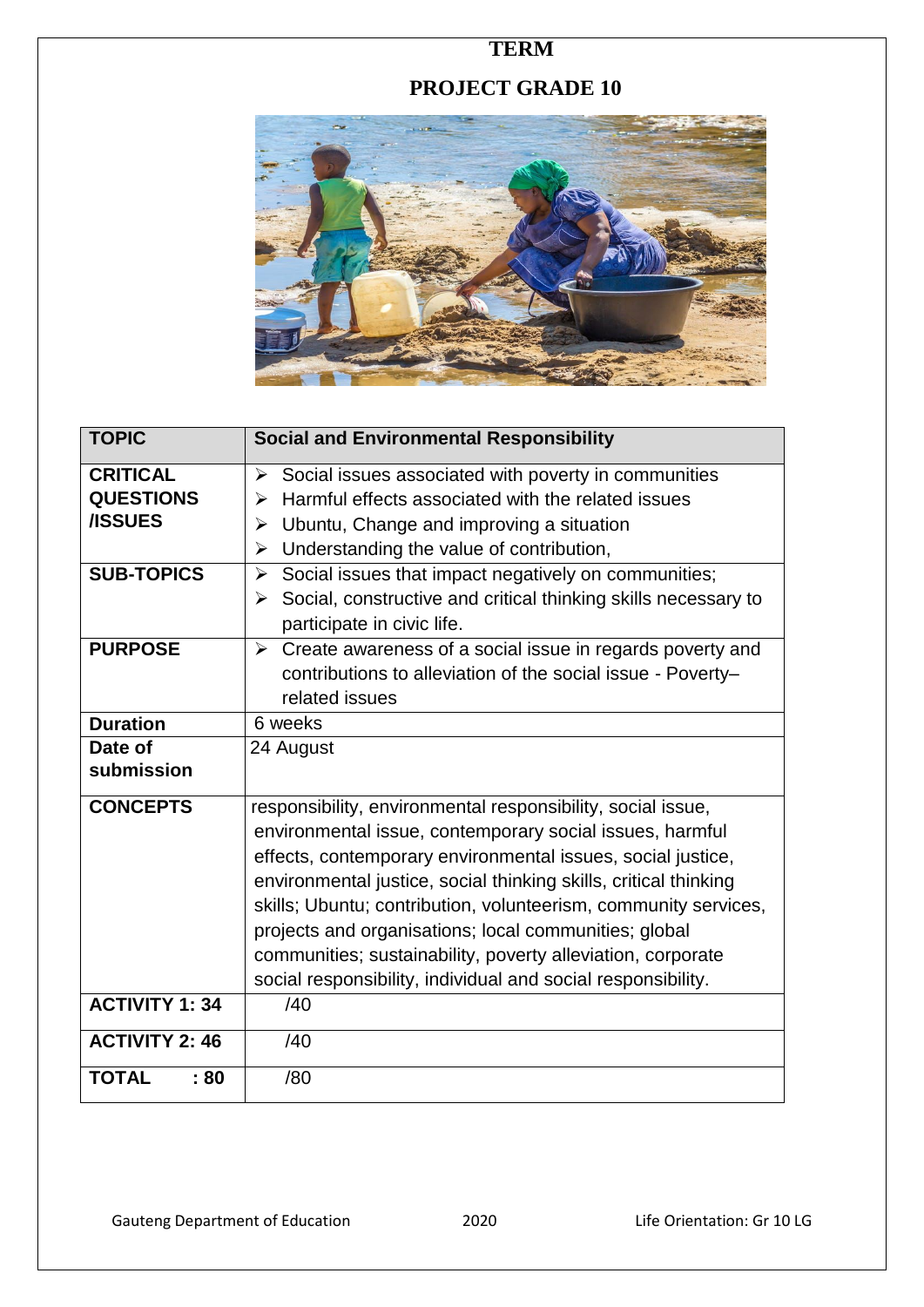# TERM

# PROJECT GRADE 10

| TOPIC | Social and Environmental Responsibility |
|---|---|
| CRITICAL QUESTIONS /ISSUES | ➢ Social issues associated with poverty in communities<br>➢ Harmful effects associated with the related issues<br>➢ Ubuntu, Change and improving a situation<br>➢ Understanding the value of contribution, |
| SUB-TOPICS | ➢ Social issues that impact negatively on communities;<br>➢ Social, constructive and critical thinking skills necessary to participate in civic life. |
| PURPOSE | ➢ Create awareness of a social issue in regards poverty and contributions to alleviation of the social issue - Poverty–related issues |
| Duration | 6 weeks |
| Date of submission | 24 August |
| CONCEPTS | responsibility, environmental responsibility, social issue, environmental issue, contemporary social issues, harmful effects, contemporary environmental issues, social justice, environmental justice, social thinking skills, critical thinking skills; Ubuntu; contribution, volunteerism, community services, projects and organisations; local communities; global communities; sustainability, poverty alleviation, corporate social responsibility, individual and social responsibility. |
| ACTIVITY 1: 34 | /40 |
| ACTIVITY 2: 46 | /40 |
| TOTAL : 80 | /80 |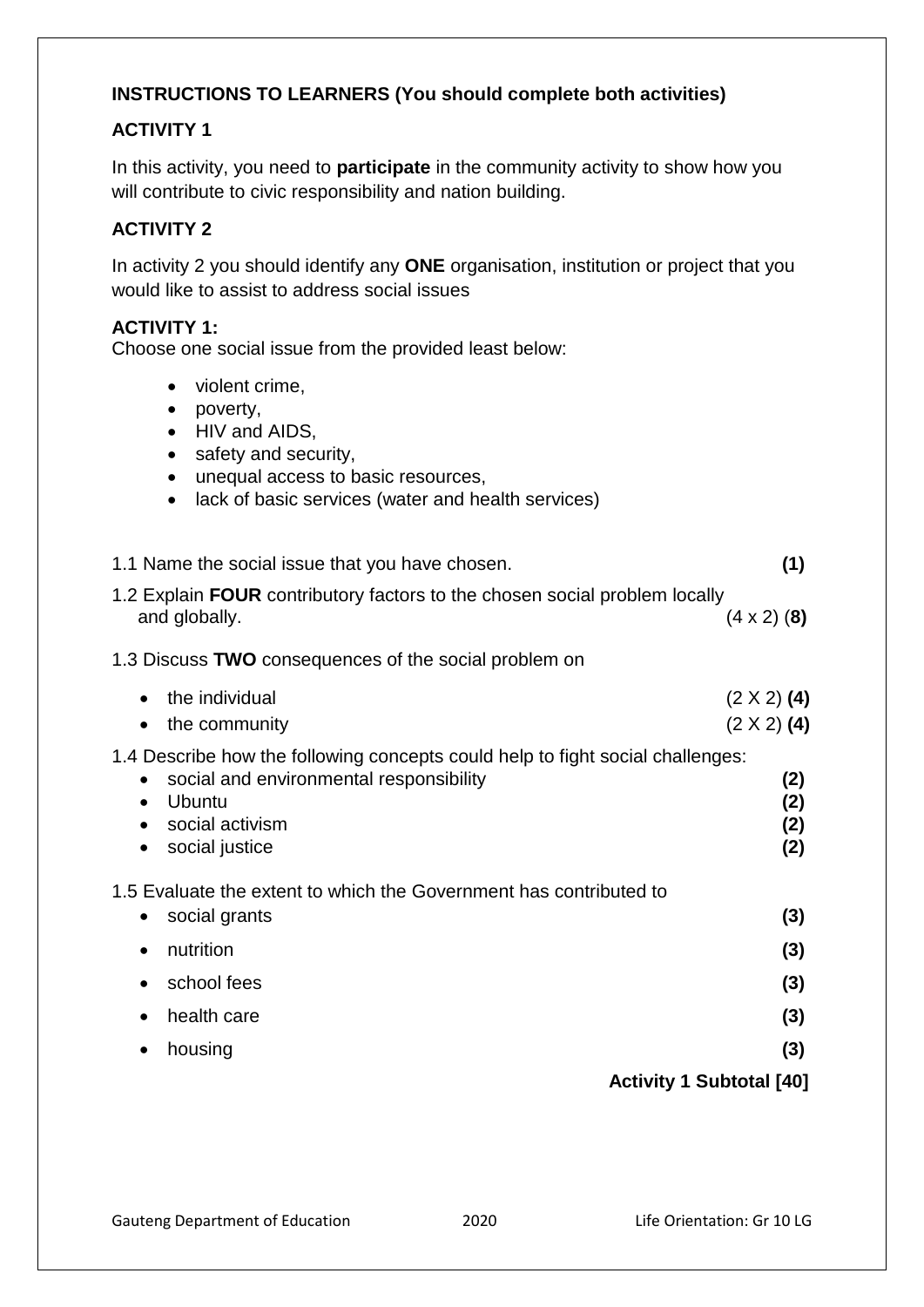**INSTRUCTIONS TO LEARNERS (You should complete both activities)**

**ACTIVITY 1**

In this activity, you need to **participate** in the community activity to show how you will contribute to civic responsibility and nation building.

**ACTIVITY 2**

In activity 2 you should identify any **ONE** organisation, institution or project that you would like to assist to address social issues

**ACTIVITY 1:**

Choose one social issue from the provided least below:

- violent crime,
- poverty,
- HIV and AIDS,
- safety and security,
- unequal access to basic resources,
- lack of basic services (water and health services)

1.1 Name the social issue that you have chosen. **(1)**

1.2 Explain **FOUR** contributory factors to the chosen social problem locally and globally. (4 x 2) (**8)**

1.3 Discuss **TWO** consequences of the social problem on

- the individual (2 X 2) **(4)**
- the community (2 X 2) **(4)**

1.4 Describe how the following concepts could help to fight social challenges:

- social and environmental responsibility **(2)**
- Ubuntu **(2)**
- social activism **(2)**
- social justice **(2)**

1.5 Evaluate the extent to which the Government has contributed to

- social grants **(3)**
- nutrition **(3)**
- school fees **(3)**
- health care **(3)**
- housing **(3)**

**Activity 1 Subtotal [40]**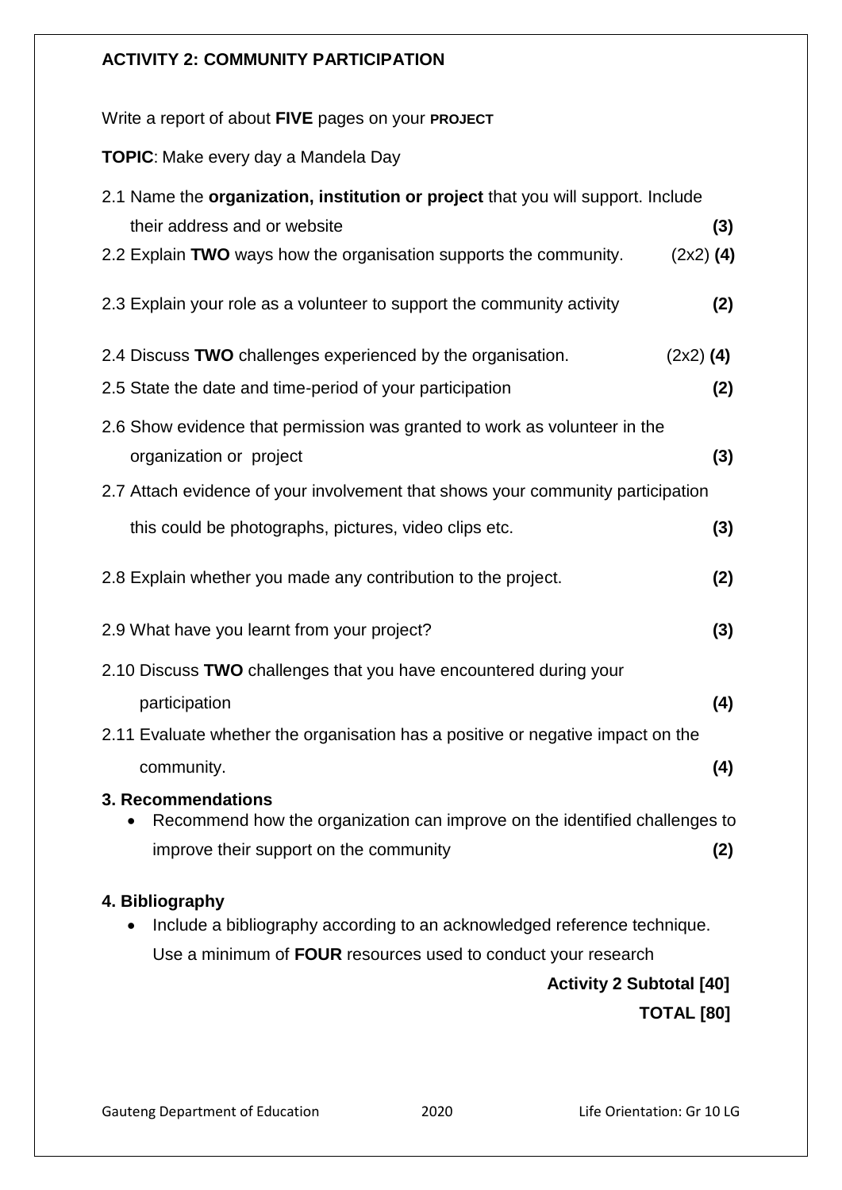## ACTIVITY 2: COMMUNITY PARTICIPATION

Write a report of about **FIVE** pages on your **PROJECT**

**TOPIC**: Make every day a Mandela Day

2.1 Name the **organization, institution or project** that you will support. Include their address and or website **(3)**

2.2 Explain **TWO** ways how the organisation supports the community. (2x2) **(4)**

2.3 Explain your role as a volunteer to support the community activity **(2)**

2.4 Discuss **TWO** challenges experienced by the organisation. (2x2) **(4)**

2.5 State the date and time-period of your participation **(2)**

2.6 Show evidence that permission was granted to work as volunteer in the organization or project **(3)**

2.7 Attach evidence of your involvement that shows your community participation this could be photographs, pictures, video clips etc. **(3)**

2.8 Explain whether you made any contribution to the project. **(2)**

2.9 What have you learnt from your project? **(3)**

2.10 Discuss **TWO** challenges that you have encountered during your participation **(4)**

2.11 Evaluate whether the organisation has a positive or negative impact on the community. **(4)**

### 3. Recommendations

- Recommend how the organization can improve on the identified challenges to improve their support on the community **(2)**

### 4. Bibliography

- Include a bibliography according to an acknowledged reference technique. Use a minimum of **FOUR** resources used to conduct your research

**Activity 2 Subtotal [40]**

**TOTAL [80]**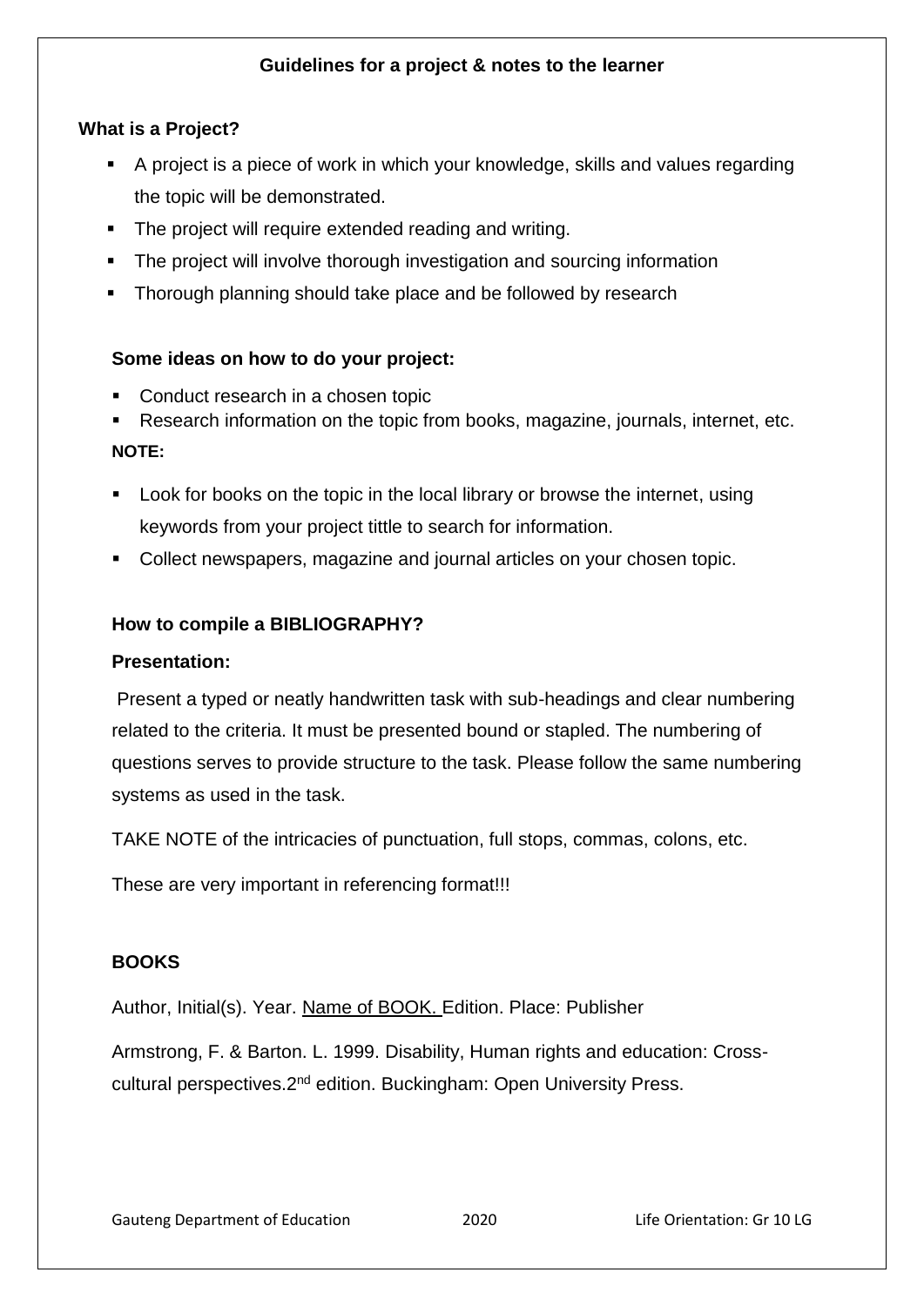**Guidelines for a project & notes to the learner**

**What is a Project?**

- A project is a piece of work in which your knowledge, skills and values regarding the topic will be demonstrated.
- The project will require extended reading and writing.
- The project will involve thorough investigation and sourcing information
- Thorough planning should take place and be followed by research

**Some ideas on how to do your project:**

- Conduct research in a chosen topic
- Research information on the topic from books, magazine, journals, internet, etc.

**NOTE:**

- Look for books on the topic in the local library or browse the internet, using keywords from your project tittle to search for information.
- Collect newspapers, magazine and journal articles on your chosen topic.

**How to compile a BIBLIOGRAPHY?**

**Presentation:**

Present a typed or neatly handwritten task with sub-headings and clear numbering related to the criteria. It must be presented bound or stapled. The numbering of questions serves to provide structure to the task. Please follow the same numbering systems as used in the task.

TAKE NOTE of the intricacies of punctuation, full stops, commas, colons, etc.

These are very important in referencing format!!!

**BOOKS**

Author, Initial(s). Year. <u>Name of BOOK.</u> Edition. Place: Publisher

Armstrong, F. & Barton. L. 1999. Disability, Human rights and education: Cross-cultural perspectives.2nd edition. Buckingham: Open University Press.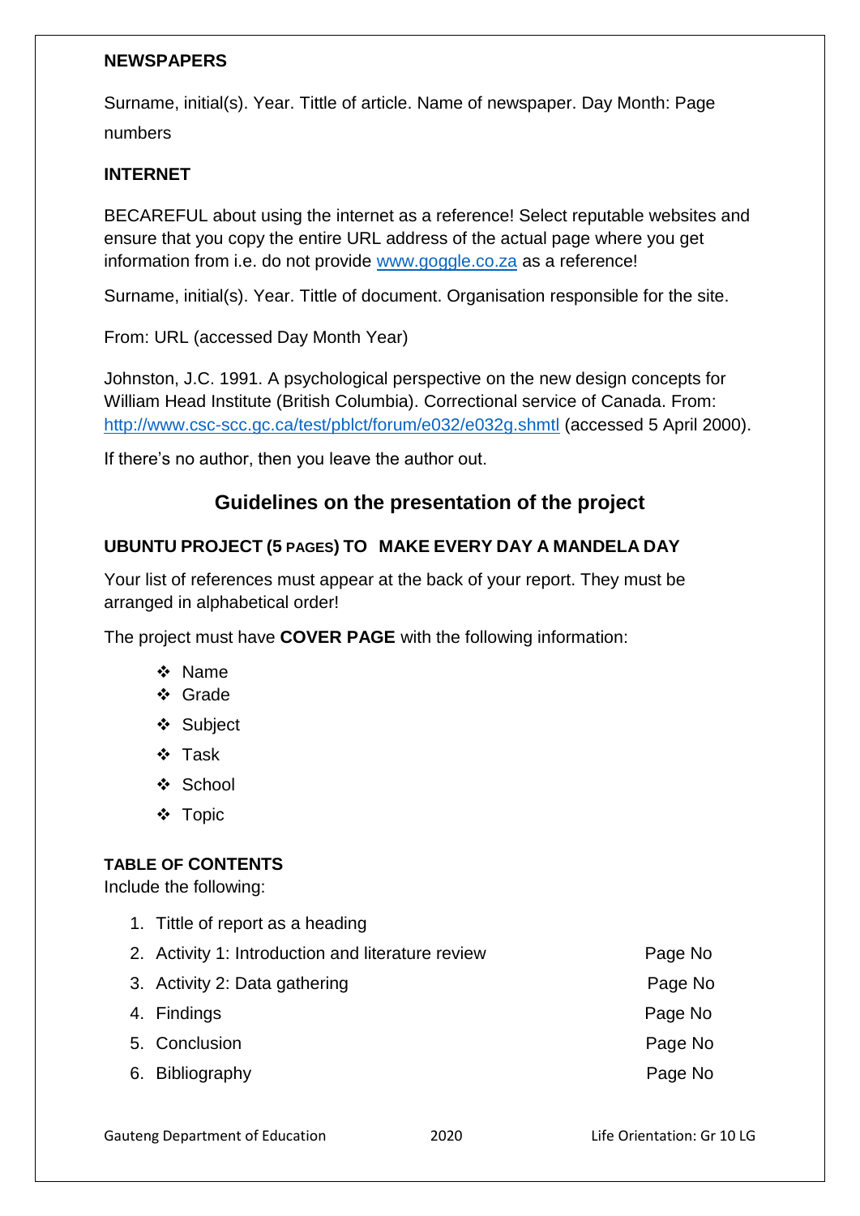**NEWSPAPERS**

Surname, initial(s). Year. Tittle of article. Name of newspaper. Day Month: Page numbers

**INTERNET**

BECAREFUL about using the internet as a reference! Select reputable websites and ensure that you copy the entire URL address of the actual page where you get information from i.e. do not provide www.goggle.co.za as a reference!

Surname, initial(s). Year. Tittle of document. Organisation responsible for the site.

From: URL (accessed Day Month Year)

Johnston, J.C. 1991. A psychological perspective on the new design concepts for William Head Institute (British Columbia). Correctional service of Canada. From: http://www.csc-scc.gc.ca/test/pblct/forum/e032/e032g.shmtl (accessed 5 April 2000).

If there's no author, then you leave the author out.

## Guidelines on the presentation of the project

**UBUNTU PROJECT (5 PAGES) TO MAKE EVERY DAY A MANDELA DAY**

Your list of references must appear at the back of your report. They must be arranged in alphabetical order!

The project must have **COVER PAGE** with the following information:

- Name
- Grade
- Subject
- Task
- School
- Topic

**TABLE OF CONTENTS**

Include the following:

1. Tittle of report as a heading
2. Activity 1: Introduction and literature review — Page No
3. Activity 2: Data gathering — Page No
4. Findings — Page No
5. Conclusion — Page No
6. Bibliography — Page No